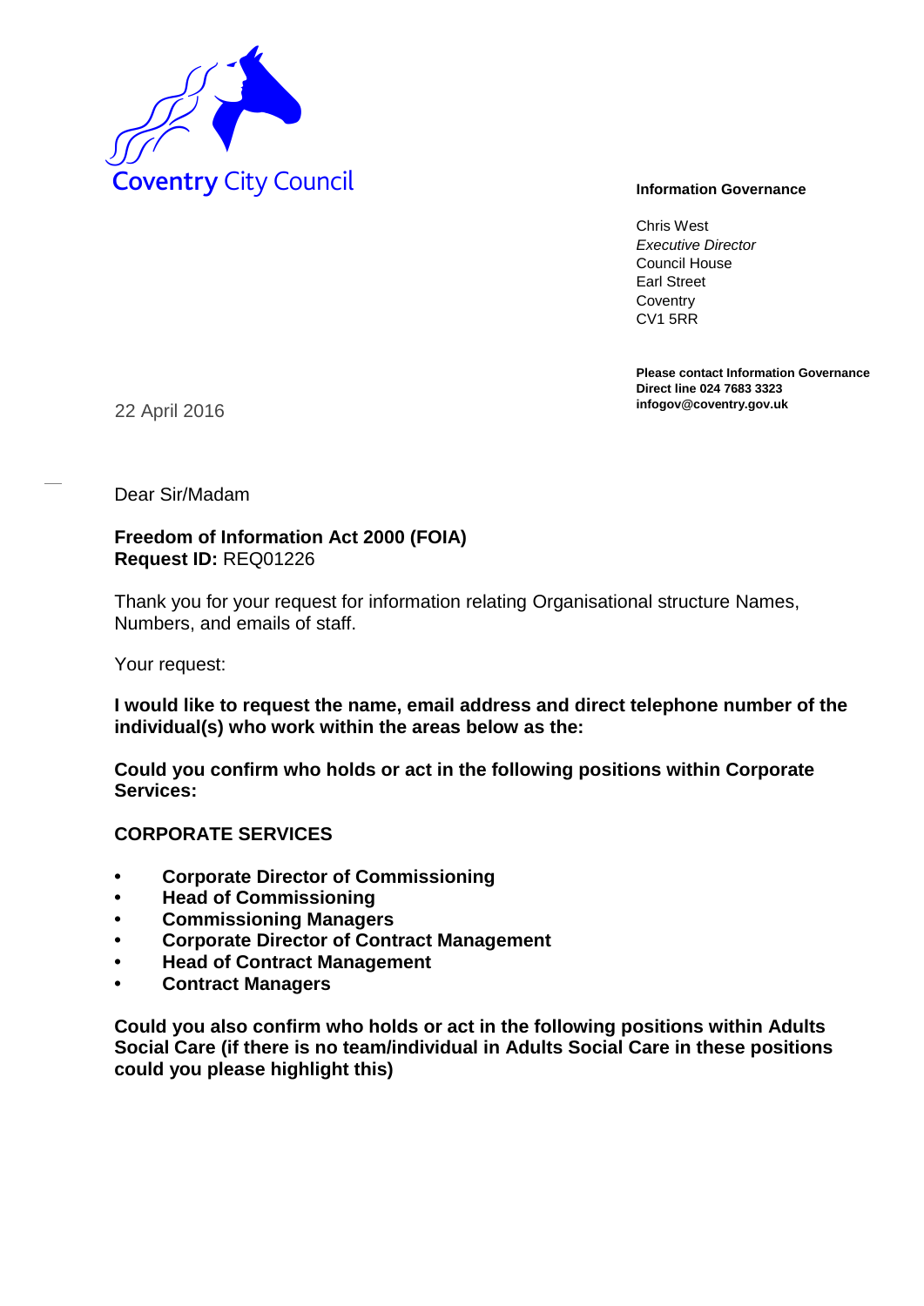Coventry City Council

**Information Governance**

Chris West
*Executive Director*
Council House
Earl Street
Coventry
CV1 5RR

**Please contact Information Governance**
**Direct line 024 7683 3323**
**infogov@coventry.gov.uk**

22 April 2016

Dear Sir/Madam

**Freedom of Information Act 2000 (FOIA)**
**Request ID:** REQ01226

Thank you for your request for information relating Organisational structure Names, Numbers, and emails of staff.

Your request:

**I would like to request the name, email address and direct telephone number of the individual(s) who work within the areas below as the:**

**Could you confirm who holds or act in the following positions within Corporate Services:**

**CORPORATE SERVICES**

- **Corporate Director of Commissioning**
- **Head of Commissioning**
- **Commissioning Managers**
- **Corporate Director of Contract Management**
- **Head of Contract Management**
- **Contract Managers**

**Could you also confirm who holds or act in the following positions within Adults Social Care (if there is no team/individual in Adults Social Care in these positions could you please highlight this)**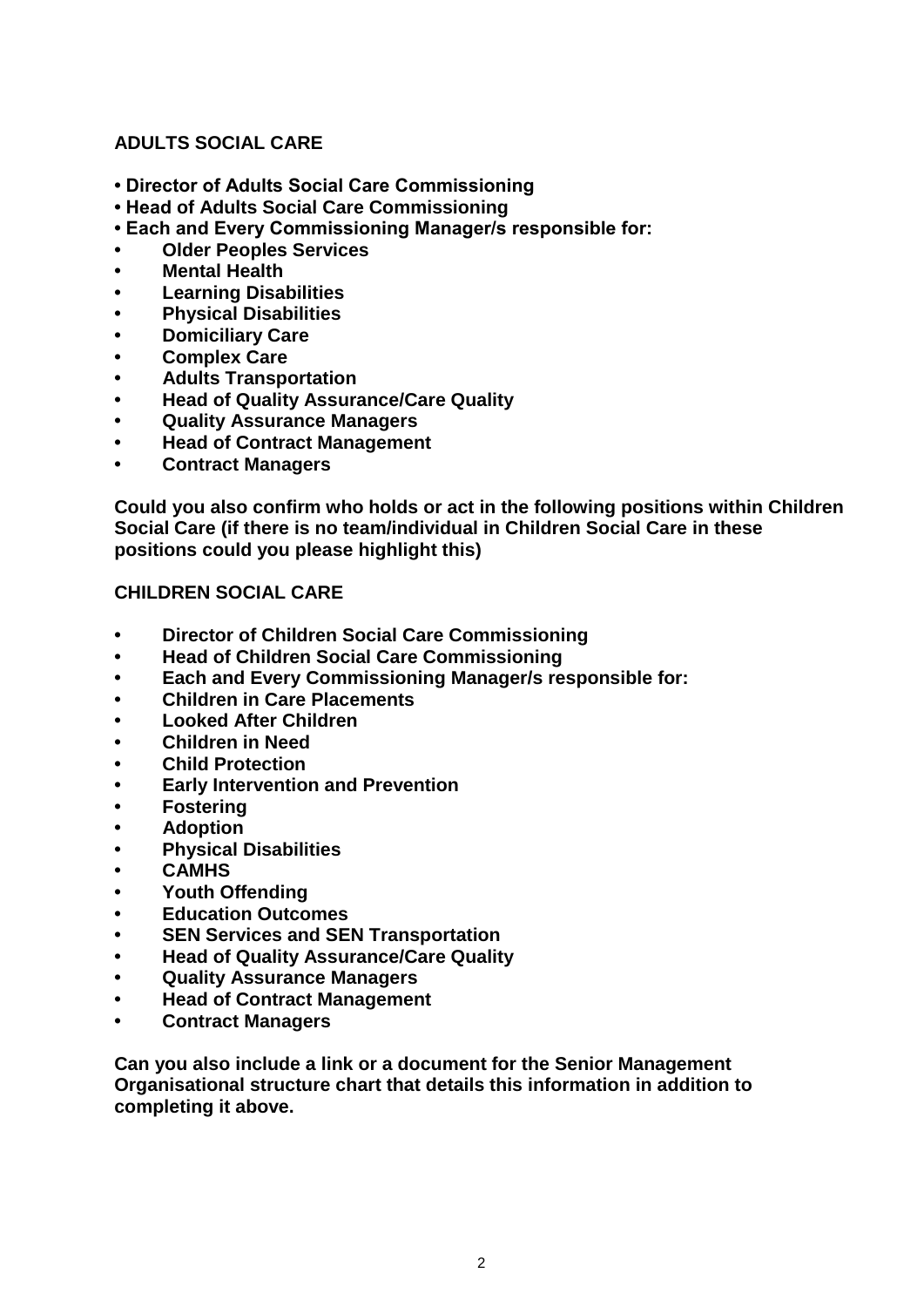**ADULTS SOCIAL CARE**

- **Director of Adults Social Care Commissioning**
- **Head of Adults Social Care Commissioning**
- **Each and Every Commissioning Manager/s responsible for:**
- **Older Peoples Services**
- **Mental Health**
- **Learning Disabilities**
- **Physical Disabilities**
- **Domiciliary Care**
- **Complex Care**
- **Adults Transportation**
- **Head of Quality Assurance/Care Quality**
- **Quality Assurance Managers**
- **Head of Contract Management**
- **Contract Managers**

**Could you also confirm who holds or act in the following positions within Children Social Care (if there is no team/individual in Children Social Care in these positions could you please highlight this)**

**CHILDREN SOCIAL CARE**

- **Director of Children Social Care Commissioning**
- **Head of Children Social Care Commissioning**
- **Each and Every Commissioning Manager/s responsible for:**
- **Children in Care Placements**
- **Looked After Children**
- **Children in Need**
- **Child Protection**
- **Early Intervention and Prevention**
- **Fostering**
- **Adoption**
- **Physical Disabilities**
- **CAMHS**
- **Youth Offending**
- **Education Outcomes**
- **SEN Services and SEN Transportation**
- **Head of Quality Assurance/Care Quality**
- **Quality Assurance Managers**
- **Head of Contract Management**
- **Contract Managers**

**Can you also include a link or a document for the Senior Management Organisational structure chart that details this information in addition to completing it above.**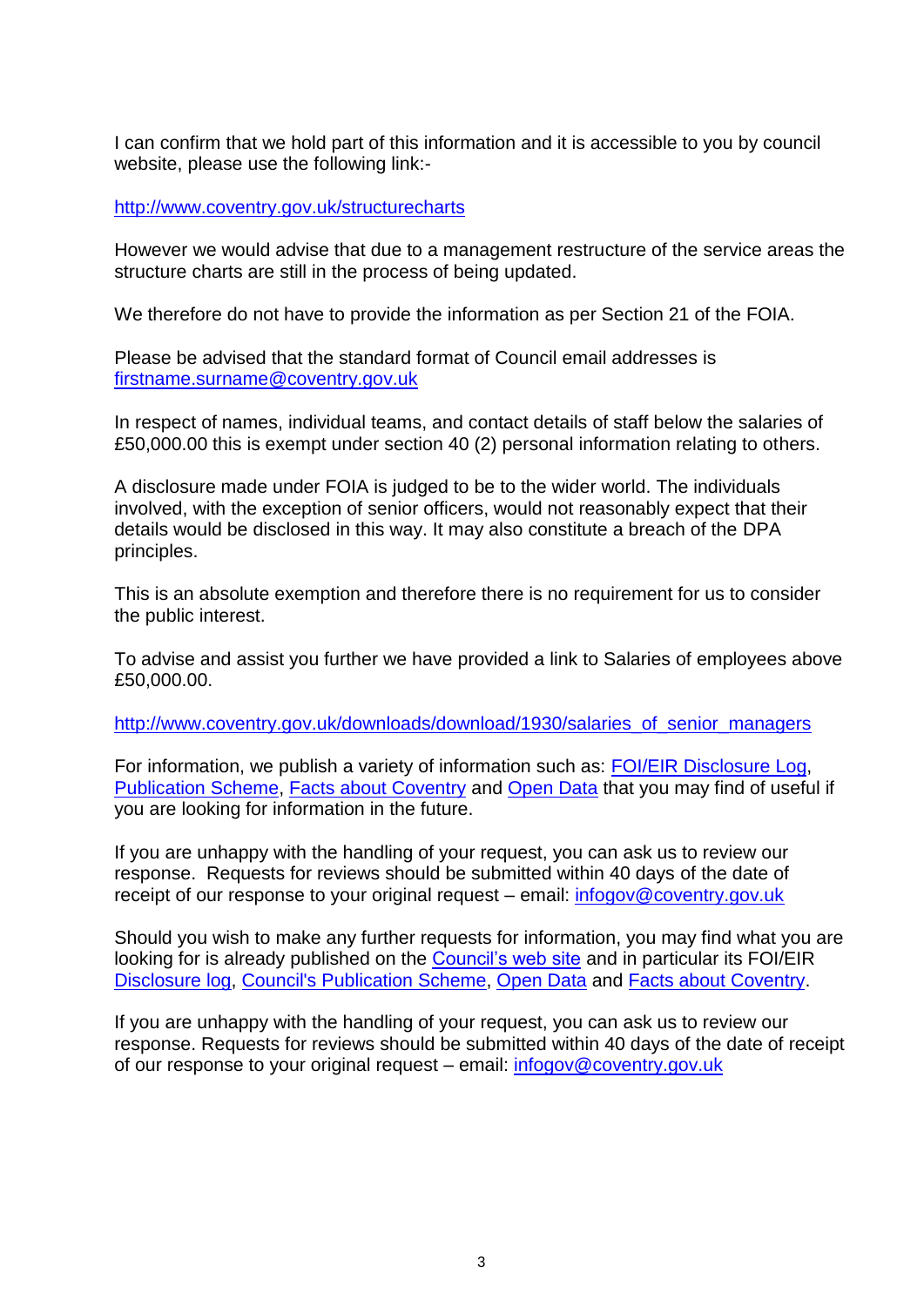I can confirm that we hold part of this information and it is accessible to you by council website, please use the following link:-

http://www.coventry.gov.uk/structurecharts

However we would advise that due to a management restructure of the service areas the structure charts are still in the process of being updated.

We therefore do not have to provide the information as per Section 21 of the FOIA.

Please be advised that the standard format of Council email addresses is firstname.surname@coventry.gov.uk

In respect of names, individual teams, and contact details of staff below the salaries of £50,000.00 this is exempt under section 40 (2) personal information relating to others.

A disclosure made under FOIA is judged to be to the wider world. The individuals involved, with the exception of senior officers, would not reasonably expect that their details would be disclosed in this way. It may also constitute a breach of the DPA principles.

This is an absolute exemption and therefore there is no requirement for us to consider the public interest.

To advise and assist you further we have provided a link to Salaries of employees above £50,000.00.

http://www.coventry.gov.uk/downloads/download/1930/salaries_of_senior_managers

For information, we publish a variety of information such as: FOI/EIR Disclosure Log, Publication Scheme, Facts about Coventry and Open Data that you may find of useful if you are looking for information in the future.

If you are unhappy with the handling of your request, you can ask us to review our response. Requests for reviews should be submitted within 40 days of the date of receipt of our response to your original request – email: infogov@coventry.gov.uk

Should you wish to make any further requests for information, you may find what you are looking for is already published on the Council's web site and in particular its FOI/EIR Disclosure log, Council's Publication Scheme, Open Data and Facts about Coventry.

If you are unhappy with the handling of your request, you can ask us to review our response. Requests for reviews should be submitted within 40 days of the date of receipt of our response to your original request – email: infogov@coventry.gov.uk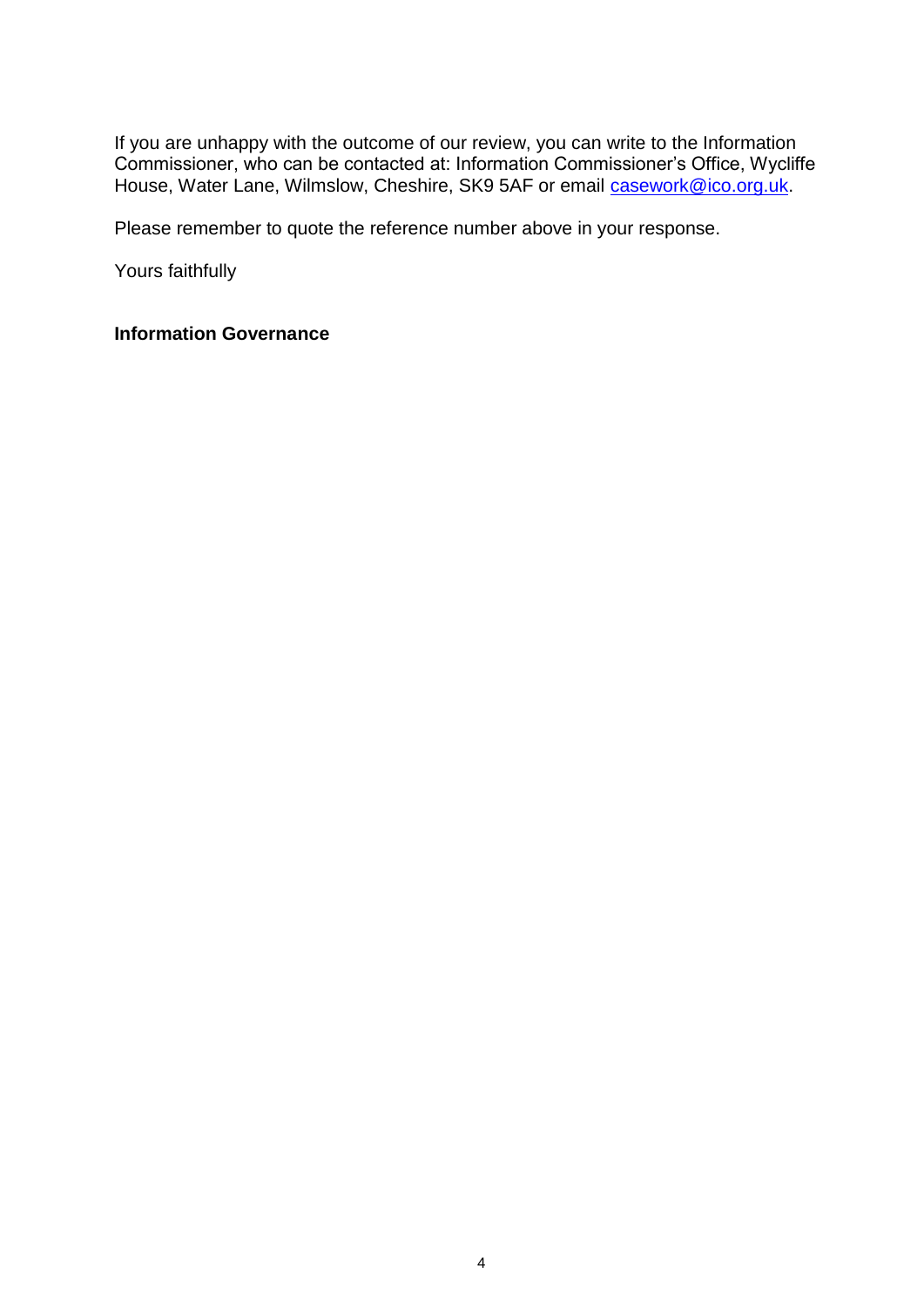If you are unhappy with the outcome of our review, you can write to the Information Commissioner, who can be contacted at: Information Commissioner's Office, Wycliffe House, Water Lane, Wilmslow, Cheshire, SK9 5AF or email casework@ico.org.uk.

Please remember to quote the reference number above in your response.

Yours faithfully

**Information Governance**